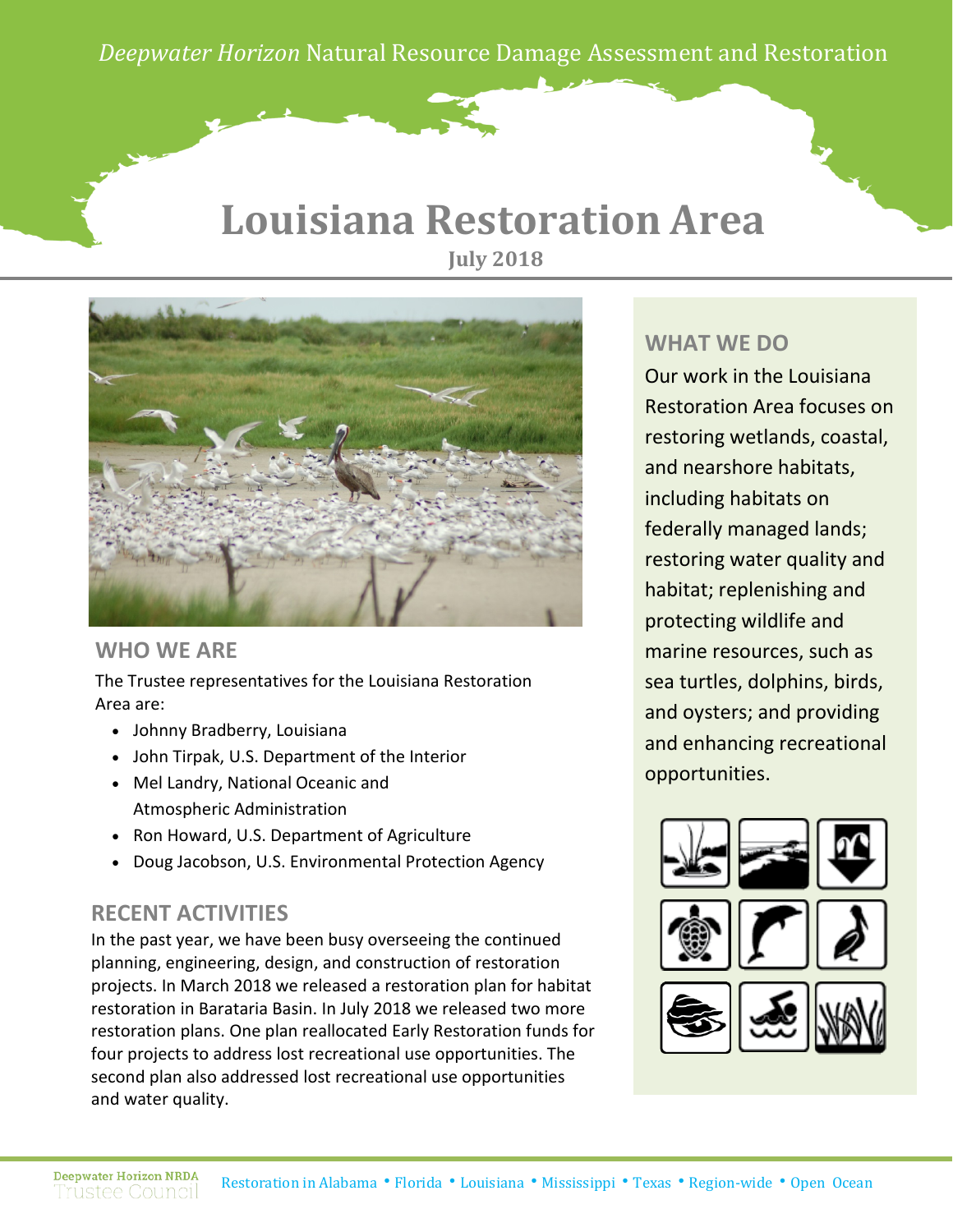*Deepwater Horizon* Natural Resource Damage Assessment and Restoration

# Louisiana Restoration Area

**July 2018**

## WHO WE ARE

The Trustee representatives for the Louisiana Restoration Area are:

- Johnny Bradberry, Louisiana
- John Tirpak, U.S. Department of the Interior
- Mel Landry, National Oceanic and Atmospheric Administration
- Ron Howard, U.S. Department of Agriculture
- Doug Jacobson, U.S. Environmental Protection Agency

## RECENT ACTIVITIES

In the past year, we have been busy overseeing the continued planning, engineering, design, and construction of restoration projects. In March 2018 we released a restoration plan for habitat restoration in Barataria Basin. In July 2018 we released two more restoration plans. One plan reallocated Early Restoration funds for four projects to address lost recreational use opportunities. The second plan also addressed lost recreational use opportunities and water quality.

## WHAT WE DO

Our work in the Louisiana Restoration Area focuses on restoring wetlands, coastal, and nearshore habitats, including habitats on federally managed lands; restoring water quality and habitat; replenishing and protecting wildlife and marine resources, such as sea turtles, dolphins, birds, and oysters; and providing and enhancing recreational opportunities.

Deepwater Horizon NRDA Trustee Council

Restoration in Alabama • Florida • Louisiana • Mississippi • Texas • Region-wide • Open Ocean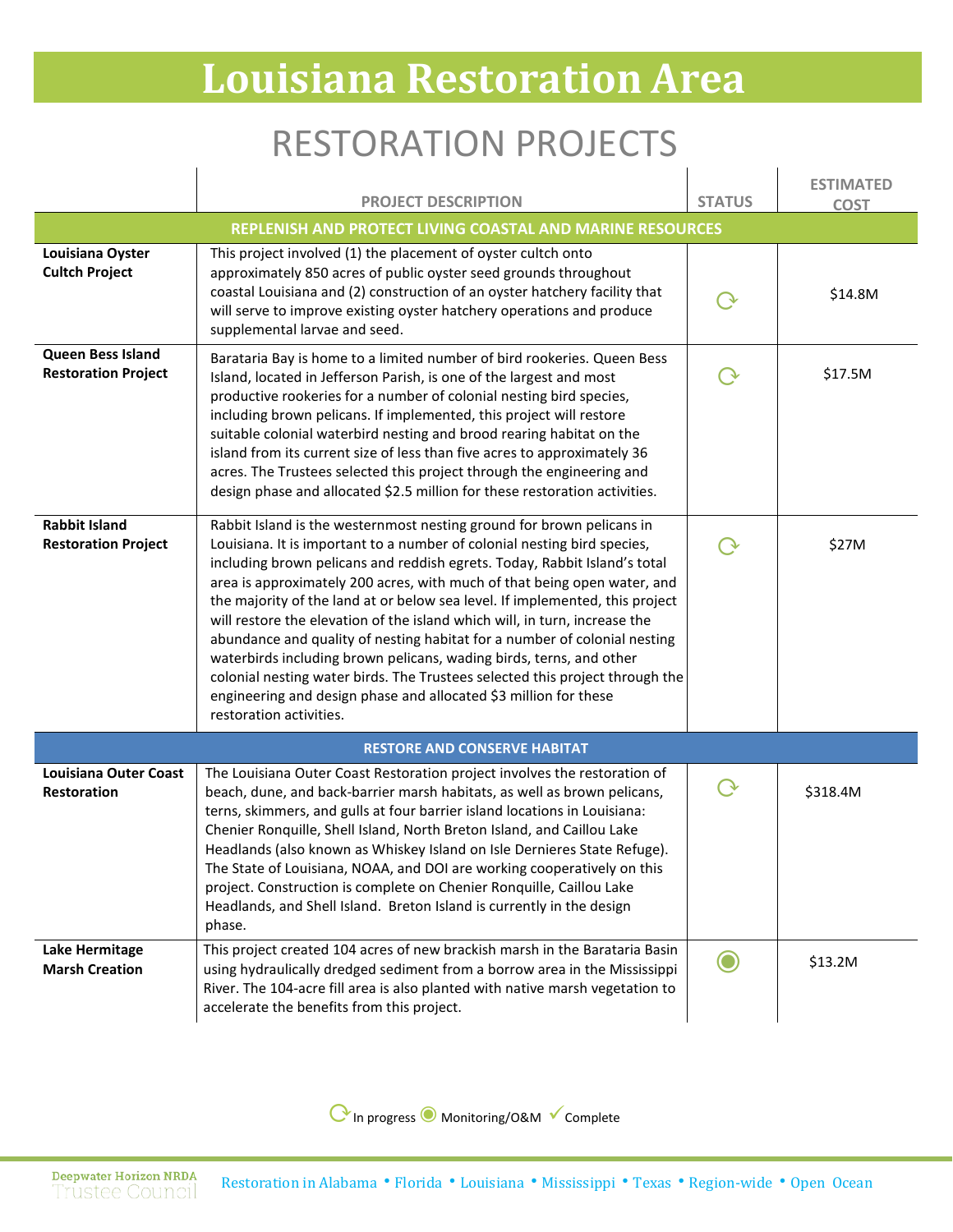# Louisiana Restoration Area

## RESTORATION PROJECTS

| | PROJECT DESCRIPTION | STATUS | ESTIMATED COST |
|---|---|---|---|
| **REPLENISH AND PROTECT LIVING COASTAL AND MARINE RESOURCES** | | | |
| **Louisiana Oyster Cultch Project** | This project involved (1) the placement of oyster cultch onto approximately 850 acres of public oyster seed grounds throughout coastal Louisiana and (2) construction of an oyster hatchery facility that will serve to improve existing oyster hatchery operations and produce supplemental larvae and seed. | In progress | $14.8M |
| **Queen Bess Island Restoration Project** | Barataria Bay is home to a limited number of bird rookeries. Queen Bess Island, located in Jefferson Parish, is one of the largest and most productive rookeries for a number of colonial nesting bird species, including brown pelicans. If implemented, this project will restore suitable colonial waterbird nesting and brood rearing habitat on the island from its current size of less than five acres to approximately 36 acres. The Trustees selected this project through the engineering and design phase and allocated $2.5 million for these restoration activities. | In progress | $17.5M |
| **Rabbit Island Restoration Project** | Rabbit Island is the westernmost nesting ground for brown pelicans in Louisiana. It is important to a number of colonial nesting bird species, including brown pelicans and reddish egrets. Today, Rabbit Island's total area is approximately 200 acres, with much of that being open water, and the majority of the land at or below sea level. If implemented, this project will restore the elevation of the island which will, in turn, increase the abundance and quality of nesting habitat for a number of colonial nesting waterbirds including brown pelicans, wading birds, terns, and other colonial nesting water birds. The Trustees selected this project through the engineering and design phase and allocated $3 million for these restoration activities. | In progress | $27M |
| **RESTORE AND CONSERVE HABITAT** | | | |
| **Louisiana Outer Coast Restoration** | The Louisiana Outer Coast Restoration project involves the restoration of beach, dune, and back-barrier marsh habitats, as well as brown pelicans, terns, skimmers, and gulls at four barrier island locations in Louisiana: Chenier Ronquille, Shell Island, North Breton Island, and Caillou Lake Headlands (also known as Whiskey Island on Isle Dernieres State Refuge). The State of Louisiana, NOAA, and DOI are working cooperatively on this project. Construction is complete on Chenier Ronquille, Caillou Lake Headlands, and Shell Island. Breton Island is currently in the design phase. | In progress | $318.4M |
| **Lake Hermitage Marsh Creation** | This project created 104 acres of new brackish marsh in the Barataria Basin using hydraulically dredged sediment from a borrow area in the Mississippi River. The 104-acre fill area is also planted with native marsh vegetation to accelerate the benefits from this project. | Monitoring/O&M | $13.2M |

In progress · Monitoring/O&M · Complete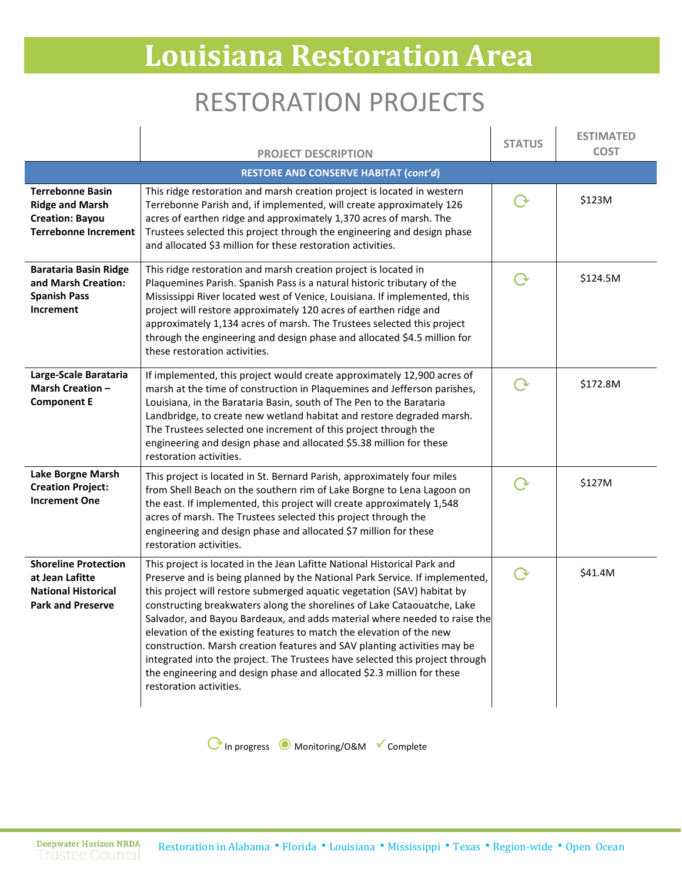# Louisiana Restoration Area

## RESTORATION PROJECTS

| | PROJECT DESCRIPTION | STATUS | ESTIMATED COST |
|---|---|---|---|
| | **RESTORE AND CONSERVE HABITAT (*cont'd*)** | | |
| **Terrebonne Basin Ridge and Marsh Creation: Bayou Terrebonne Increment** | This ridge restoration and marsh creation project is located in western Terrebonne Parish and, if implemented, will create approximately 126 acres of earthen ridge and approximately 1,370 acres of marsh. The Trustees selected this project through the engineering and design phase and allocated $3 million for these restoration activities. | In progress | $123M |
| **Barataria Basin Ridge and Marsh Creation: Spanish Pass Increment** | This ridge restoration and marsh creation project is located in Plaquemines Parish. Spanish Pass is a natural historic tributary of the Mississippi River located west of Venice, Louisiana. If implemented, this project will restore approximately 120 acres of earthen ridge and approximately 1,134 acres of marsh. The Trustees selected this project through the engineering and design phase and allocated $4.5 million for these restoration activities. | In progress | $124.5M |
| **Large-Scale Barataria Marsh Creation – Component E** | If implemented, this project would create approximately 12,900 acres of marsh at the time of construction in Plaquemines and Jefferson parishes, Louisiana, in the Barataria Basin, south of The Pen to the Barataria Landbridge, to create new wetland habitat and restore degraded marsh. The Trustees selected one increment of this project through the engineering and design phase and allocated $5.38 million for these restoration activities. | In progress | $172.8M |
| **Lake Borgne Marsh Creation Project: Increment One** | This project is located in St. Bernard Parish, approximately four miles from Shell Beach on the southern rim of Lake Borgne to Lena Lagoon on the east. If implemented, this project will create approximately 1,548 acres of marsh. The Trustees selected this project through the engineering and design phase and allocated $7 million for these restoration activities. | In progress | $127M |
| **Shoreline Protection at Jean Lafitte National Historical Park and Preserve** | This project is located in the Jean Lafitte National Historical Park and Preserve and is being planned by the National Park Service. If implemented, this project will restore submerged aquatic vegetation (SAV) habitat by constructing breakwaters along the shorelines of Lake Cataouatche, Lake Salvador, and Bayou Bardeaux, and adds material where needed to raise the elevation of the existing features to match the elevation of the new construction. Marsh creation features and SAV planting activities may be integrated into the project. The Trustees have selected this project through the engineering and design phase and allocated $2.3 million for these restoration activities. | In progress | $41.4M |

In progress · Monitoring/O&M · Complete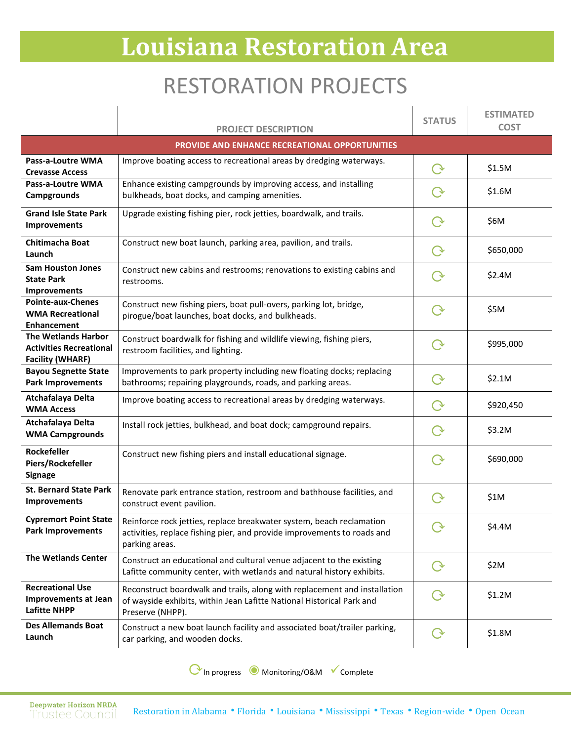# Louisiana Restoration Area

## RESTORATION PROJECTS

| | PROJECT DESCRIPTION | STATUS | ESTIMATED COST |
|---|---|---|---|
| **PROVIDE AND ENHANCE RECREATIONAL OPPORTUNITIES** | | | |
| **Pass-a-Loutre WMA Crevasse Access** | Improve boating access to recreational areas by dredging waterways. | In progress | $1.5M |
| **Pass-a-Loutre WMA Campgrounds** | Enhance existing campgrounds by improving access, and installing bulkheads, boat docks, and camping amenities. | In progress | $1.6M |
| **Grand Isle State Park Improvements** | Upgrade existing fishing pier, rock jetties, boardwalk, and trails. | In progress | $6M |
| **Chitimacha Boat Launch** | Construct new boat launch, parking area, pavilion, and trails. | In progress | $650,000 |
| **Sam Houston Jones State Park Improvements** | Construct new cabins and restrooms; renovations to existing cabins and restrooms. | In progress | $2.4M |
| **Pointe-aux-Chenes WMA Recreational Enhancement** | Construct new fishing piers, boat pull-overs, parking lot, bridge, pirogue/boat launches, boat docks, and bulkheads. | In progress | $5M |
| **The Wetlands Harbor Activities Recreational Facility (WHARF)** | Construct boardwalk for fishing and wildlife viewing, fishing piers, restroom facilities, and lighting. | In progress | $995,000 |
| **Bayou Segnette State Park Improvements** | Improvements to park property including new floating docks; replacing bathrooms; repairing playgrounds, roads, and parking areas. | In progress | $2.1M |
| **Atchafalaya Delta WMA Access** | Improve boating access to recreational areas by dredging waterways. | In progress | $920,450 |
| **Atchafalaya Delta WMA Campgrounds** | Install rock jetties, bulkhead, and boat dock; campground repairs. | In progress | $3.2M |
| **Rockefeller Piers/Rockefeller Signage** | Construct new fishing piers and install educational signage. | In progress | $690,000 |
| **St. Bernard State Park Improvements** | Renovate park entrance station, restroom and bathhouse facilities, and construct event pavilion. | In progress | $1M |
| **Cypremort Point State Park Improvements** | Reinforce rock jetties, replace breakwater system, beach reclamation activities, replace fishing pier, and provide improvements to roads and parking areas. | In progress | $4.4M |
| **The Wetlands Center** | Construct an educational and cultural venue adjacent to the existing Lafitte community center, with wetlands and natural history exhibits. | In progress | $2M |
| **Recreational Use Improvements at Jean Lafitte NHPP** | Reconstruct boardwalk and trails, along with replacement and installation of wayside exhibits, within Jean Lafitte National Historical Park and Preserve (NHPP). | In progress | $1.2M |
| **Des Allemands Boat Launch** | Construct a new boat launch facility and associated boat/trailer parking, car parking, and wooden docks. | In progress | $1.8M |

In progress • Monitoring/O&M • Complete

Deepwater Horizon NRDA Trustee Council

Restoration in Alabama • Florida • Louisiana • Mississippi • Texas • Region-wide • Open Ocean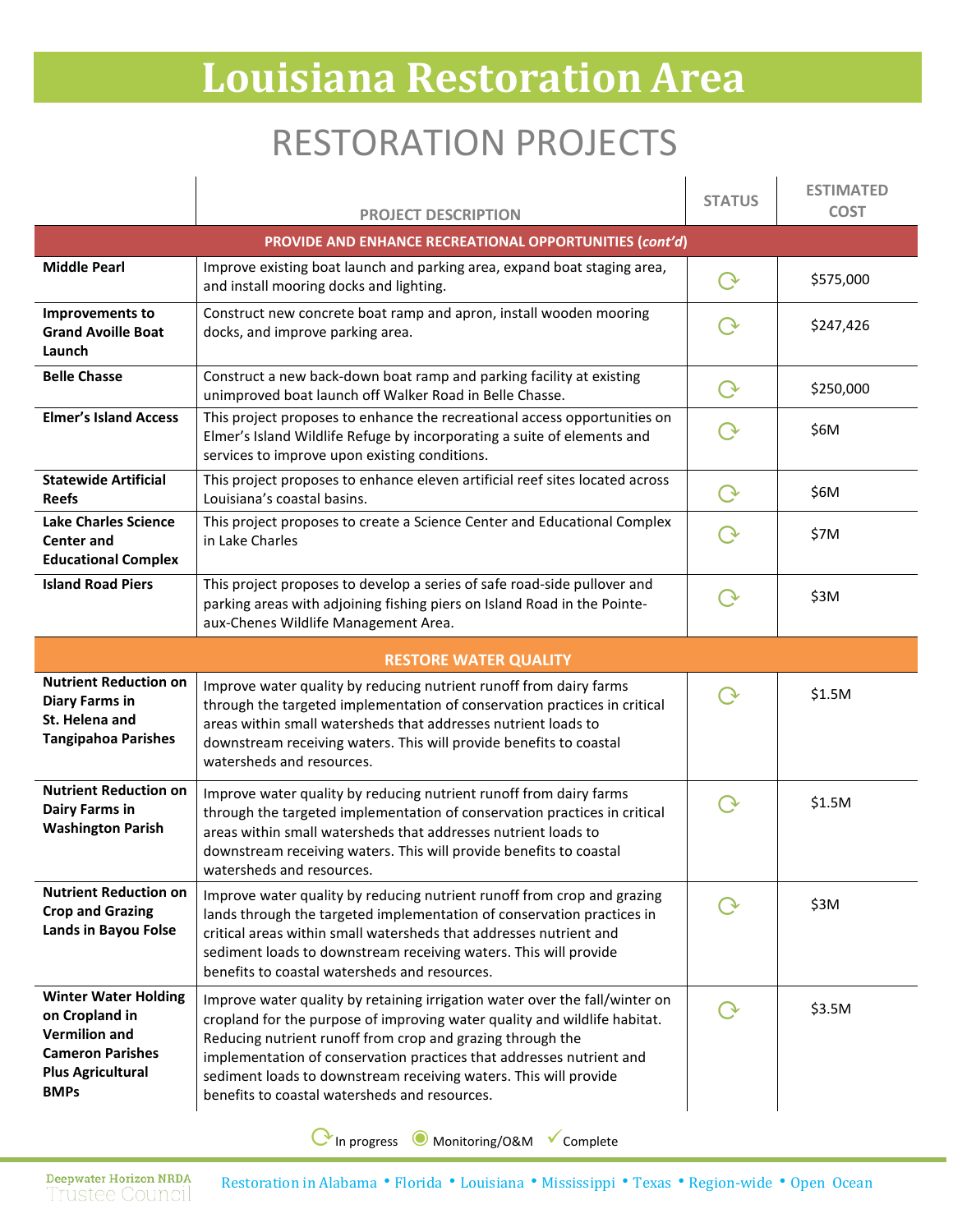# Louisiana Restoration Area

## RESTORATION PROJECTS

| | PROJECT DESCRIPTION | STATUS | ESTIMATED COST |
|---|---|---|---|
| **PROVIDE AND ENHANCE RECREATIONAL OPPORTUNITIES (*cont'd*)** | | | |
| **Middle Pearl** | Improve existing boat launch and parking area, expand boat staging area, and install mooring docks and lighting. | In progress | $575,000 |
| **Improvements to Grand Avoille Boat Launch** | Construct new concrete boat ramp and apron, install wooden mooring docks, and improve parking area. | In progress | $247,426 |
| **Belle Chasse** | Construct a new back-down boat ramp and parking facility at existing unimproved boat launch off Walker Road in Belle Chasse. | In progress | $250,000 |
| **Elmer's Island Access** | This project proposes to enhance the recreational access opportunities on Elmer's Island Wildlife Refuge by incorporating a suite of elements and services to improve upon existing conditions. | In progress | $6M |
| **Statewide Artificial Reefs** | This project proposes to enhance eleven artificial reef sites located across Louisiana's coastal basins. | In progress | $6M |
| **Lake Charles Science Center and Educational Complex** | This project proposes to create a Science Center and Educational Complex in Lake Charles | In progress | $7M |
| **Island Road Piers** | This project proposes to develop a series of safe road-side pullover and parking areas with adjoining fishing piers on Island Road in the Pointe-aux-Chenes Wildlife Management Area. | In progress | $3M |
| **RESTORE WATER QUALITY** | | | |
| **Nutrient Reduction on Diary Farms in St. Helena and Tangipahoa Parishes** | Improve water quality by reducing nutrient runoff from dairy farms through the targeted implementation of conservation practices in critical areas within small watersheds that addresses nutrient loads to downstream receiving waters. This will provide benefits to coastal watersheds and resources. | In progress | $1.5M |
| **Nutrient Reduction on Dairy Farms in Washington Parish** | Improve water quality by reducing nutrient runoff from dairy farms through the targeted implementation of conservation practices in critical areas within small watersheds that addresses nutrient loads to downstream receiving waters. This will provide benefits to coastal watersheds and resources. | In progress | $1.5M |
| **Nutrient Reduction on Crop and Grazing Lands in Bayou Folse** | Improve water quality by reducing nutrient runoff from crop and grazing lands through the targeted implementation of conservation practices in critical areas within small watersheds that addresses nutrient and sediment loads to downstream receiving waters. This will provide benefits to coastal watersheds and resources. | In progress | $3M |
| **Winter Water Holding on Cropland in Vermilion and Cameron Parishes Plus Agricultural BMPs** | Improve water quality by retaining irrigation water over the fall/winter on cropland for the purpose of improving water quality and wildlife habitat. Reducing nutrient runoff from crop and grazing through the implementation of conservation practices that addresses nutrient and sediment loads to downstream receiving waters. This will provide benefits to coastal watersheds and resources. | In progress | $3.5M |

In progress • Monitoring/O&M • Complete

Deepwater Horizon NRDA Trustee Council

Restoration in Alabama • Florida • Louisiana • Mississippi • Texas • Region-wide • Open Ocean